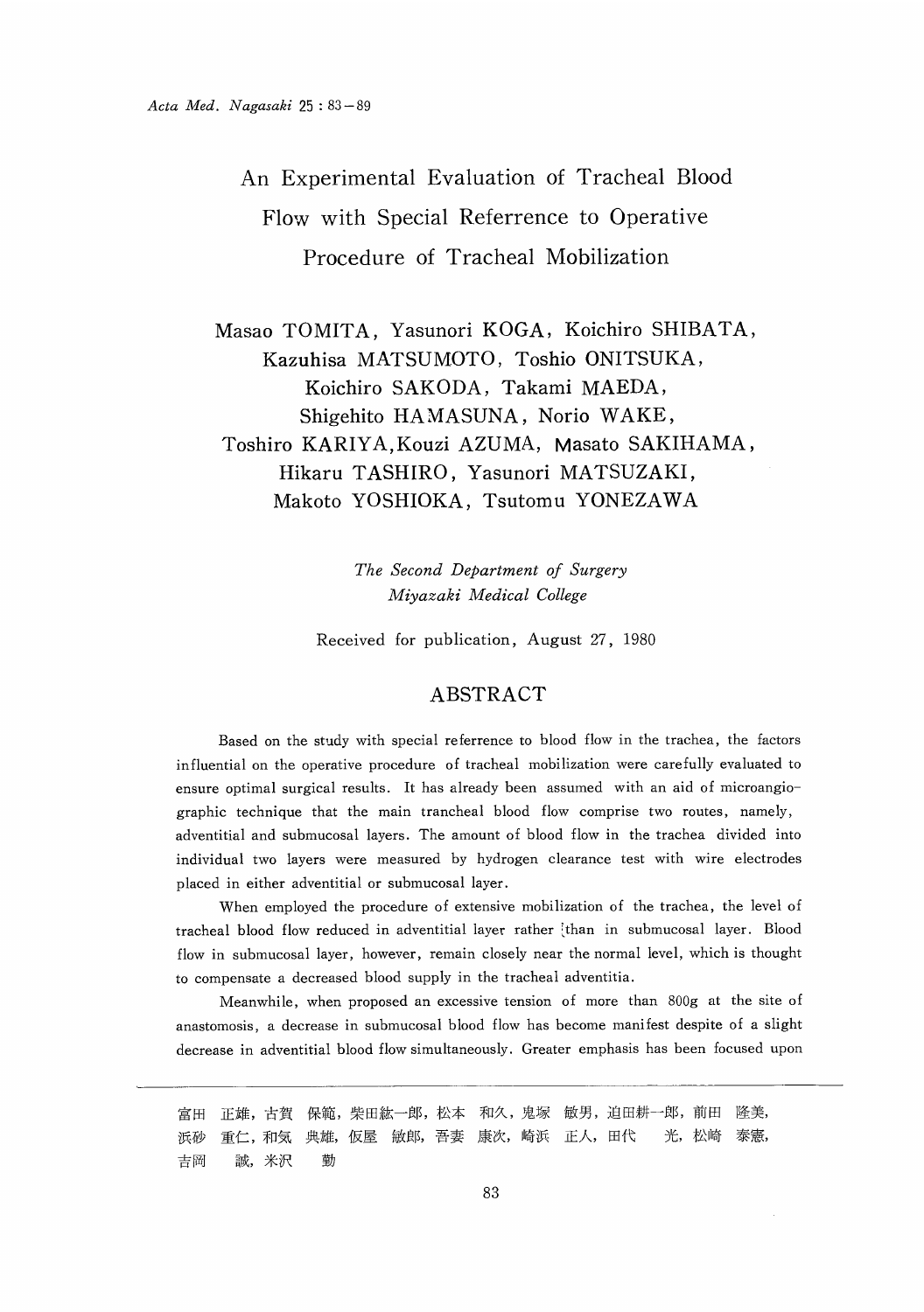# An Experimental Evaluation of Tracheal Blood Flow with Special Referrence to Operative Procedure of Tracheal Mobilization

Masao TOMITA, Yasunori KOGA, Koichiro SHIBATA, Kazuhisa MATSUMOTO, Toshio ONITSUKA, Koichiro SAKODA, Takami MAEDA, Shigehito HAMASUNA, Norio WAKE, Toshiro KARIYA, Kouzi AZUMA, Masato SAKIHAMA, Hikaru TASHIRO, Yasunori MATSUZAKI, Makoto YOSHIOKA, Tsutomu YONEZAWA

*The Second Department of Surgery*
*Miyazaki Medical College*

Received for publication, August 27, 1980

## ABSTRACT

Based on the study with special referrence to blood flow in the trachea, the factors influential on the operative procedure of tracheal mobilization were carefully evaluated to ensure optimal surgical results. It has already been assumed with an aid of microangiographic technique that the main trancheal blood flow comprise two routes, namely, adventitial and submucosal layers. The amount of blood flow in the trachea divided into individual two layers were measured by hydrogen clearance test with wire electrodes placed in either adventitial or submucosal layer.

When employed the procedure of extensive mobilization of the trachea, the level of tracheal blood flow reduced in adventitial layer rather than in submucosal layer. Blood flow in submucosal layer, however, remain closely near the normal level, which is thought to compensate a decreased blood supply in the tracheal adventitia.

Meanwhile, when proposed an excessive tension of more than 800g at the site of anastomosis, a decrease in submucosal blood flow has become manifest despite of a slight decrease in adventitial blood flow simultaneously. Greater emphasis has been focused upon

---

富田 正雄，古賀 保範，柴田紘一郎，松本 和久，鬼塚 敏男，迫田耕一郎，前田 隆美，浜砂 重仁，和気 典雄，仮屋 敏郎，吾妻 康次，崎浜 正人，田代 光，松崎 泰憲，吉岡 誠，米沢 勤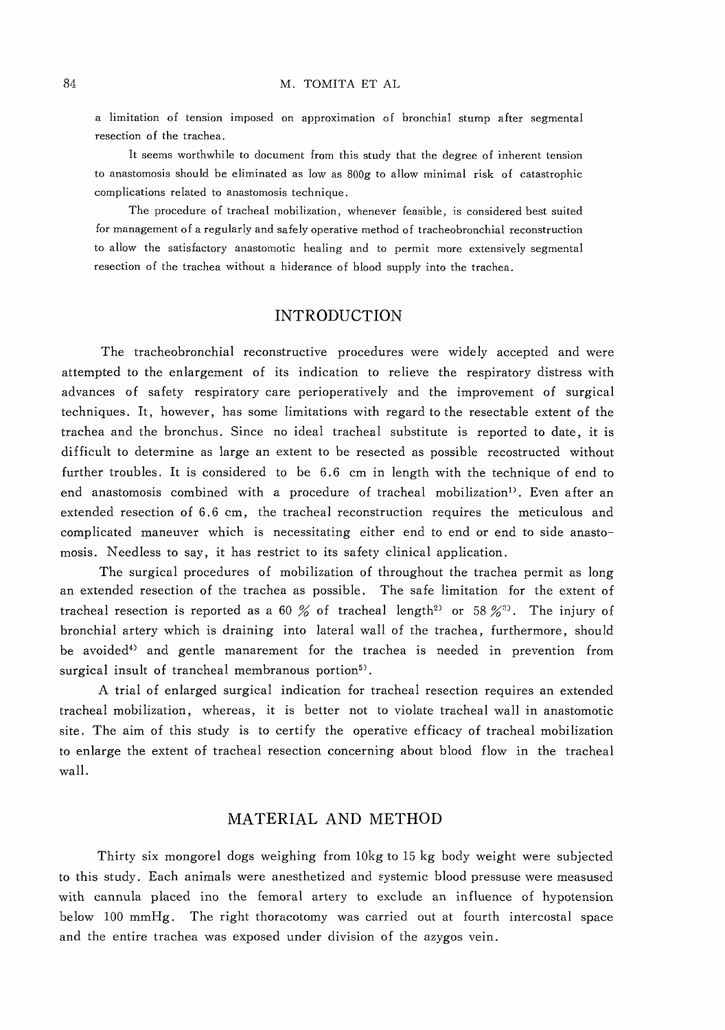a limitation of tension imposed on approximation of bronchial stump after segmental resection of the trachea.

It seems worthwhile to document from this study that the degree of inherent tension to anastomosis should be eliminated as low as 800g to allow minimal risk of catastrophic complications related to anastomosis technique.

The procedure of tracheal mobilization, whenever feasible, is considered best suited for management of a regularly and safely operative method of tracheobronchial reconstruction to allow the satisfactory anastomotic healing and to permit more extensively segmental resection of the trachea without a hiderance of blood supply into the trachea.

## INTRODUCTION

The tracheobronchial reconstructive procedures were widely accepted and were attempted to the enlargement of its indication to relieve the respiratory distress with advances of safety respiratory care perioperatively and the improvement of surgical techniques. It, however, has some limitations with regard to the resectable extent of the trachea and the bronchus. Since no ideal tracheal substitute is reported to date, it is difficult to determine as large an extent to be resected as possible recostructed without further troubles. It is considered to be 6.6 cm in length with the technique of end to end anastomosis combined with a procedure of tracheal mobilization[1]. Even after an extended resection of 6.6 cm, the tracheal reconstruction requires the meticulous and complicated maneuver which is necessitating either end to end or end to side anastomosis. Needless to say, it has restrict to its safety clinical application.

The surgical procedures of mobilization of throughout the trachea permit as long an extended resection of the trachea as possible. The safe limitation for the extent of tracheal resection is reported as a 60 % of tracheal length[2] or 58 %[3]. The injury of bronchial artery which is draining into lateral wall of the trachea, furthermore, should be avoided[4] and gentle manarement for the trachea is needed in prevention from surgical insult of trancheal membranous portion[5].

A trial of enlarged surgical indication for tracheal resection requires an extended tracheal mobilization, whereas, it is better not to violate tracheal wall in anastomotic site. The aim of this study is to certify the operative efficacy of tracheal mobilization to enlarge the extent of tracheal resection concerning about blood flow in the tracheal wall.

## MATERIAL AND METHOD

Thirty six mongorel dogs weighing from 10kg to 15 kg body weight were subjected to this study. Each animals were anesthetized and systemic blood pressuse were measused with cannula placed ino the femoral artery to exclude an influence of hypotension below 100 mmHg. The right thoracotomy was carried out at fourth intercostal space and the entire trachea was exposed under division of the azygos vein.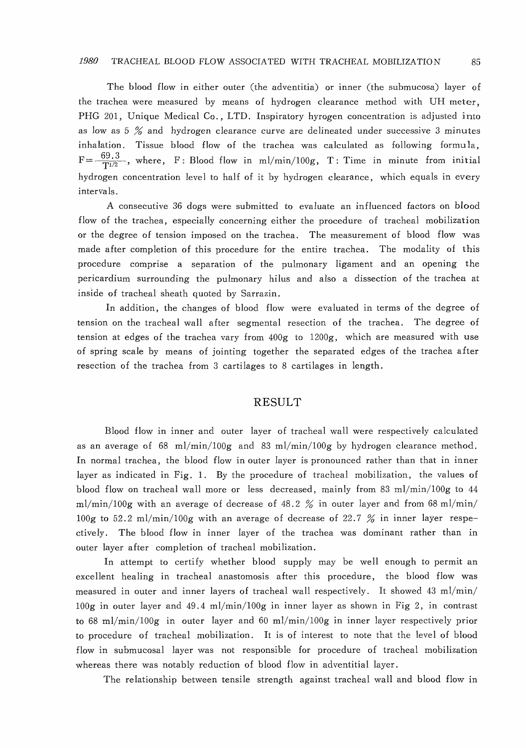The blood flow in either outer (the adventitia) or inner (the submucosa) layer of the trachea were measured by means of hydrogen clearance method with UH meter, PHG 201, Unique Medical Co., LTD. Inspiratory hyrogen concentration is adjusted into as low as 5 % and hydrogen clearance curve are delineated under successive 3 minutes inhalation. Tissue blood flow of the trachea was calculated as following formula, $F=\frac{69.3}{T^{1/2}}$, where, F: Blood flow in ml/min/100g, T: Time in minute from initial hydrogen concentration level to half of it by hydrogen clearance, which equals in every intervals.

A consecutive 36 dogs were submitted to evaluate an influenced factors on blood flow of the trachea, especially concerning either the procedure of tracheal mobilization or the degree of tension imposed on the trachea. The measurement of blood flow was made after completion of this procedure for the entire trachea. The modality of this procedure comprise a separation of the pulmonary ligament and an opening the pericardium surrounding the pulmonary hilus and also a dissection of the trachea at inside of tracheal sheath quoted by Sarrazin.

In addition, the changes of blood flow were evaluated in terms of the degree of tension on the tracheal wall after segmental resection of the trachea. The degree of tension at edges of the trachea vary from 400g to 1200g, which are measured with use of spring scale by means of jointing together the separated edges of the trachea after resection of the trachea from 3 cartilages to 8 cartilages in length.

## RESULT

Blood flow in inner and outer layer of tracheal wall were respectively calculated as an average of 68 ml/min/100g and 83 ml/min/100g by hydrogen clearance method. In normal trachea, the blood flow in outer layer is pronounced rather than that in inner layer as indicated in Fig. 1. By the procedure of tracheal mobilization, the values of blood flow on tracheal wall more or less decreased, mainly from 83 ml/min/100g to 44 ml/min/100g with an average of decrease of 48.2 % in outer layer and from 68 ml/min/100g to 52.2 ml/min/100g with an average of decrease of 22.7 % in inner layer respectively. The blood flow in inner layer of the trachea was dominant rather than in outer layer after completion of tracheal mobilization.

In attempt to certify whether blood supply may be well enough to permit an excellent healing in tracheal anastomosis after this procedure, the blood flow was measured in outer and inner layers of tracheal wall respectively. It showed 43 ml/min/100g in outer layer and 49.4 ml/min/100g in inner layer as shown in Fig 2, in contrast to 68 ml/min/100g in outer layer and 60 ml/min/100g in inner layer respectively prior to procedure of tracheal mobilization. It is of interest to note that the level of blood flow in submucosal layer was not responsible for procedure of tracheal mobilization whereas there was notably reduction of blood flow in adventitial layer.

The relationship between tensile strength against tracheal wall and blood flow in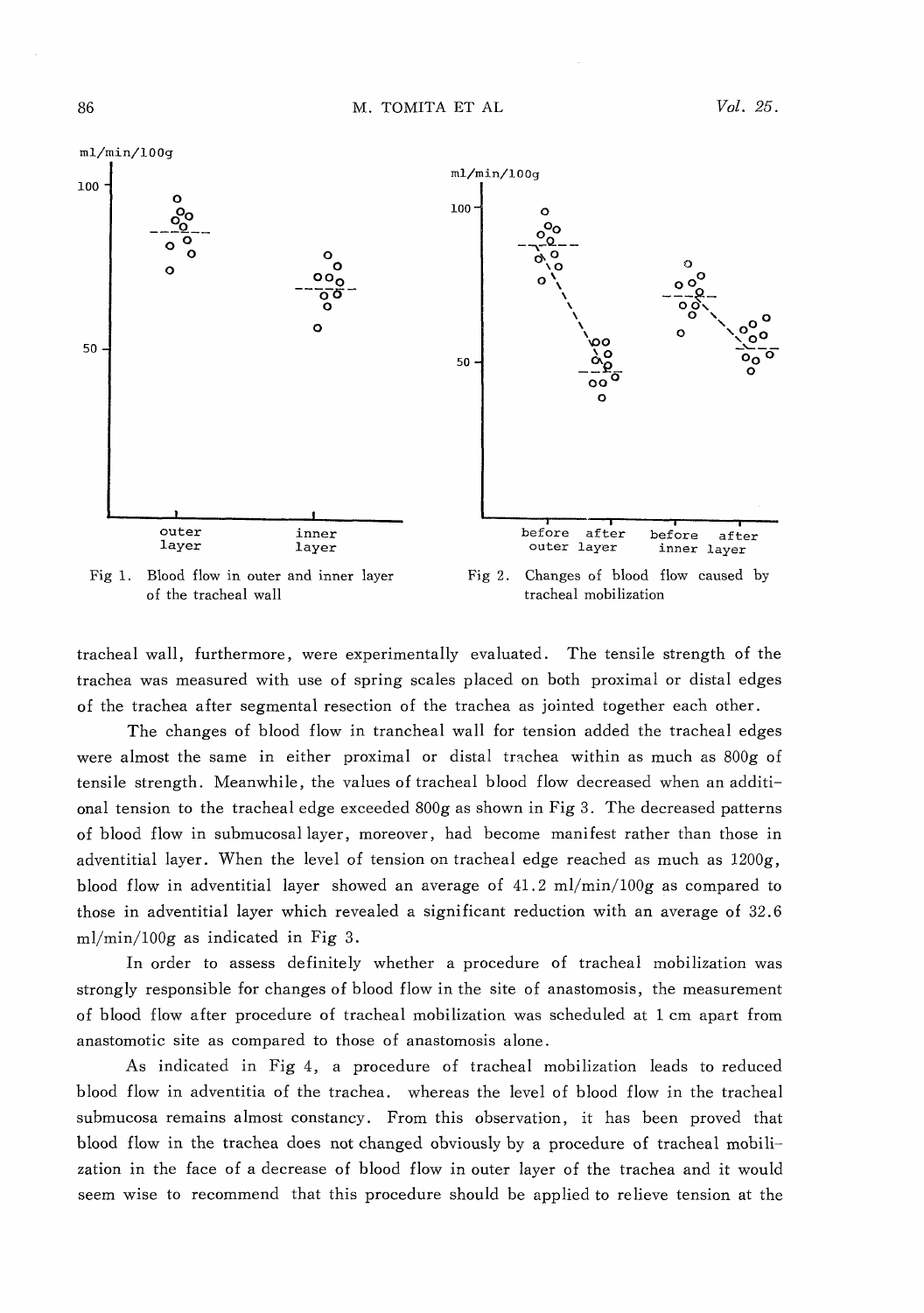Fig 1. Blood flow in outer and inner layer of the tracheal wall

Fig 2. Changes of blood flow caused by tracheal mobilization

tracheal wall, furthermore, were experimentally evaluated. The tensile strength of the trachea was measured with use of spring scales placed on both proximal or distal edges of the trachea after segmental resection of the trachea as jointed together each other.

The changes of blood flow in trancheal wall for tension added the tracheal edges were almost the same in either proximal or distal trachea within as much as 800g of tensile strength. Meanwhile, the values of tracheal blood flow decreased when an additional tension to the tracheal edge exceeded 800g as shown in Fig 3. The decreased patterns of blood flow in submucosal layer, moreover, had become manifest rather than those in adventitial layer. When the level of tension on tracheal edge reached as much as 1200g, blood flow in adventitial layer showed an average of 41.2 ml/min/100g as compared to those in adventitial layer which revealed a significant reduction with an average of 32.6 ml/min/100g as indicated in Fig 3.

In order to assess definitely whether a procedure of tracheal mobilization was strongly responsible for changes of blood flow in the site of anastomosis, the measurement of blood flow after procedure of tracheal mobilization was scheduled at 1 cm apart from anastomotic site as compared to those of anastomosis alone.

As indicated in Fig 4, a procedure of tracheal mobilization leads to reduced blood flow in adventitia of the trachea. whereas the level of blood flow in the tracheal submucosa remains almost constancy. From this observation, it has been proved that blood flow in the trachea does not changed obviously by a procedure of tracheal mobilization in the face of a decrease of blood flow in outer layer of the trachea and it would seem wise to recommend that this procedure should be applied to relieve tension at the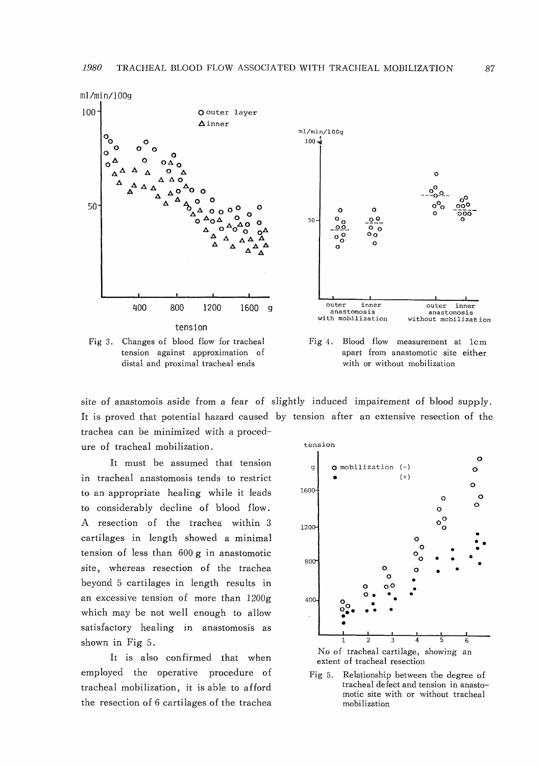Fig 3. Changes of blood flow for tracheal tension against approximation of distal and proximal tracheal ends

Fig 4. Blood flow measurement at 1cm apart from anastomotic site either with or without mobilization

site of anastomois aside from a fear of slightly induced impairement of blood supply. It is proved that potential hazard caused by tension after an extensive resection of the trachea can be minimized with a procedure of tracheal mobilization.

It must be assumed that tension in tracheal anastomosis tends to restrict to an appropriate healing while it leads to considerably decline of blood flow. A resection of the trachea within 3 cartilages in length showed a minimal tension of less than 600 g in anastomotic site, whereas resection of the trachea beyond 5 cartilages in length results in an excessive tension of more than 1200g which may be not well enough to allow satisfactory healing in anastomosis as shown in Fig 5.

It is also confirmed that when employed the operative procedure of tracheal mobilization, it is able to afford the resection of 6 cartilages of the trachea

Fig 5. Relationship between the degree of tracheal defect and tension in anastomotic site with or without tracheal mobilization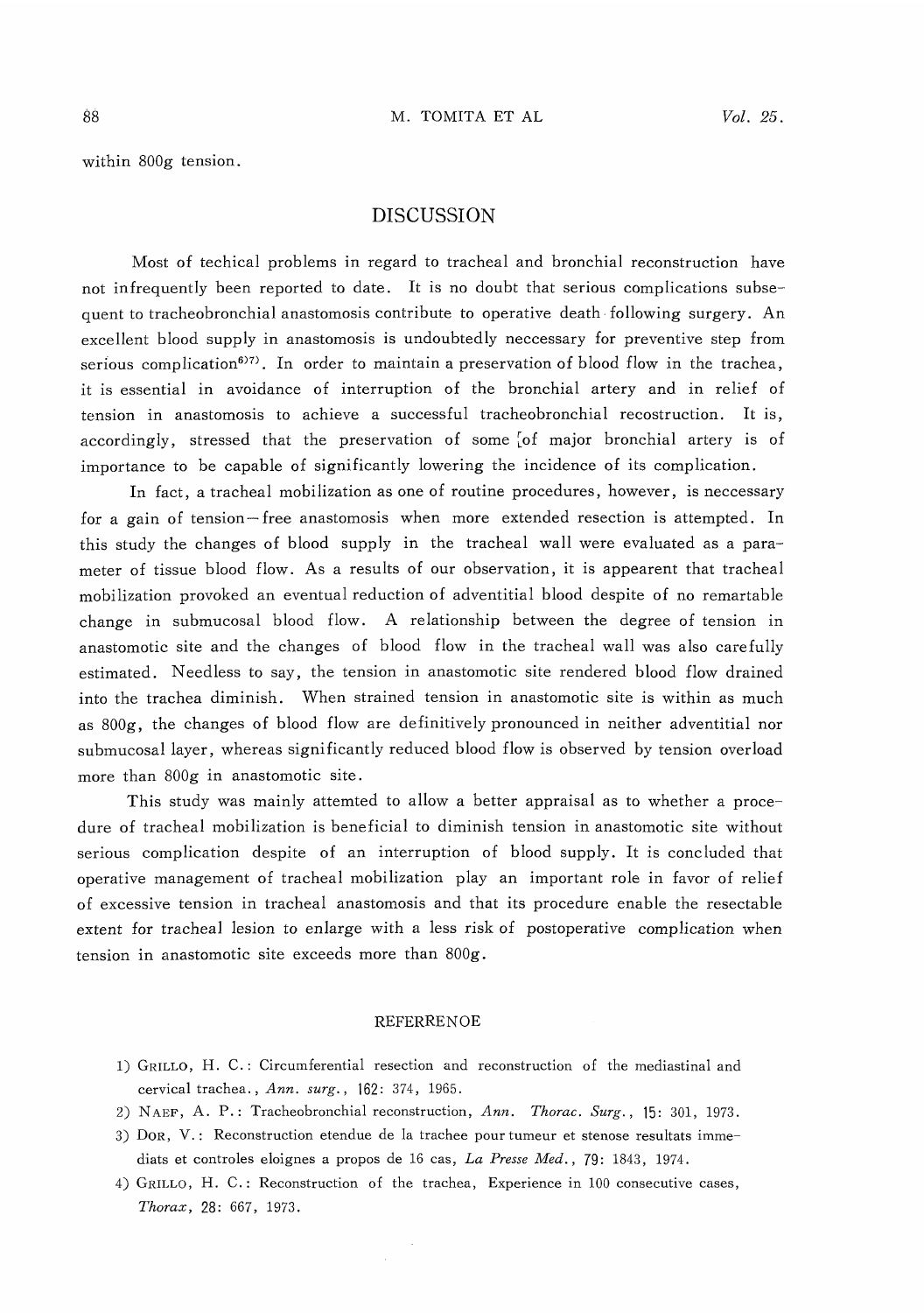within 800g tension.

## DISCUSSION

Most of techical problems in regard to tracheal and bronchial reconstruction have not infrequently been reported to date. It is no doubt that serious complications subsequent to tracheobronchial anastomosis contribute to operative death following surgery. An excellent blood supply in anastomosis is undoubtedly neccessary for preventive step from serious complication[6)7)]. In order to maintain a preservation of blood flow in the trachea, it is essential in avoidance of interruption of the bronchial artery and in relief of tension in anastomosis to achieve a successful tracheobronchial recostruction. It is, accordingly, stressed that the preservation of some [of major bronchial artery is of importance to be capable of significantly lowering the incidence of its complication.

In fact, a tracheal mobilization as one of routine procedures, however, is neccessary for a gain of tension-free anastomosis when more extended resection is attempted. In this study the changes of blood supply in the tracheal wall were evaluated as a parameter of tissue blood flow. As a results of our observation, it is appearent that tracheal mobilization provoked an eventual reduction of adventitial blood despite of no remartable change in submucosal blood flow. A relationship between the degree of tension in anastomotic site and the changes of blood flow in the tracheal wall was also carefully estimated. Needless to say, the tension in anastomotic site rendered blood flow drained into the trachea diminish. When strained tension in anastomotic site is within as much as 800g, the changes of blood flow are definitively pronounced in neither adventitial nor submucosal layer, whereas significantly reduced blood flow is observed by tension overload more than 800g in anastomotic site.

This study was mainly attemted to allow a better appraisal as to whether a procedure of tracheal mobilization is beneficial to diminish tension in anastomotic site without serious complication despite of an interruption of blood supply. It is concluded that operative management of tracheal mobilization play an important role in favor of relief of excessive tension in tracheal anastomosis and that its procedure enable the resectable extent for tracheal lesion to enlarge with a less risk of postoperative complication when tension in anastomotic site exceeds more than 800g.

## REFERRENOE

1) GRILLO, H. C.: Circumferential resection and reconstruction of the mediastinal and cervical trachea., *Ann. surg.*, **162**: 374, 1965.
2) NAEF, A. P.: Tracheobronchial reconstruction, *Ann. Thorac. Surg.*, **15**: 301, 1973.
3) DOR, V.: Reconstruction etendue de la trachee pour tumeur et stenose resultats immediats et controles eloignes a propos de 16 cas, *La Presse Med.*, **79**: 1843, 1974.
4) GRILLO, H. C.: Reconstruction of the trachea, Experience in 100 consecutive cases, *Thorax*, **28**: 667, 1973.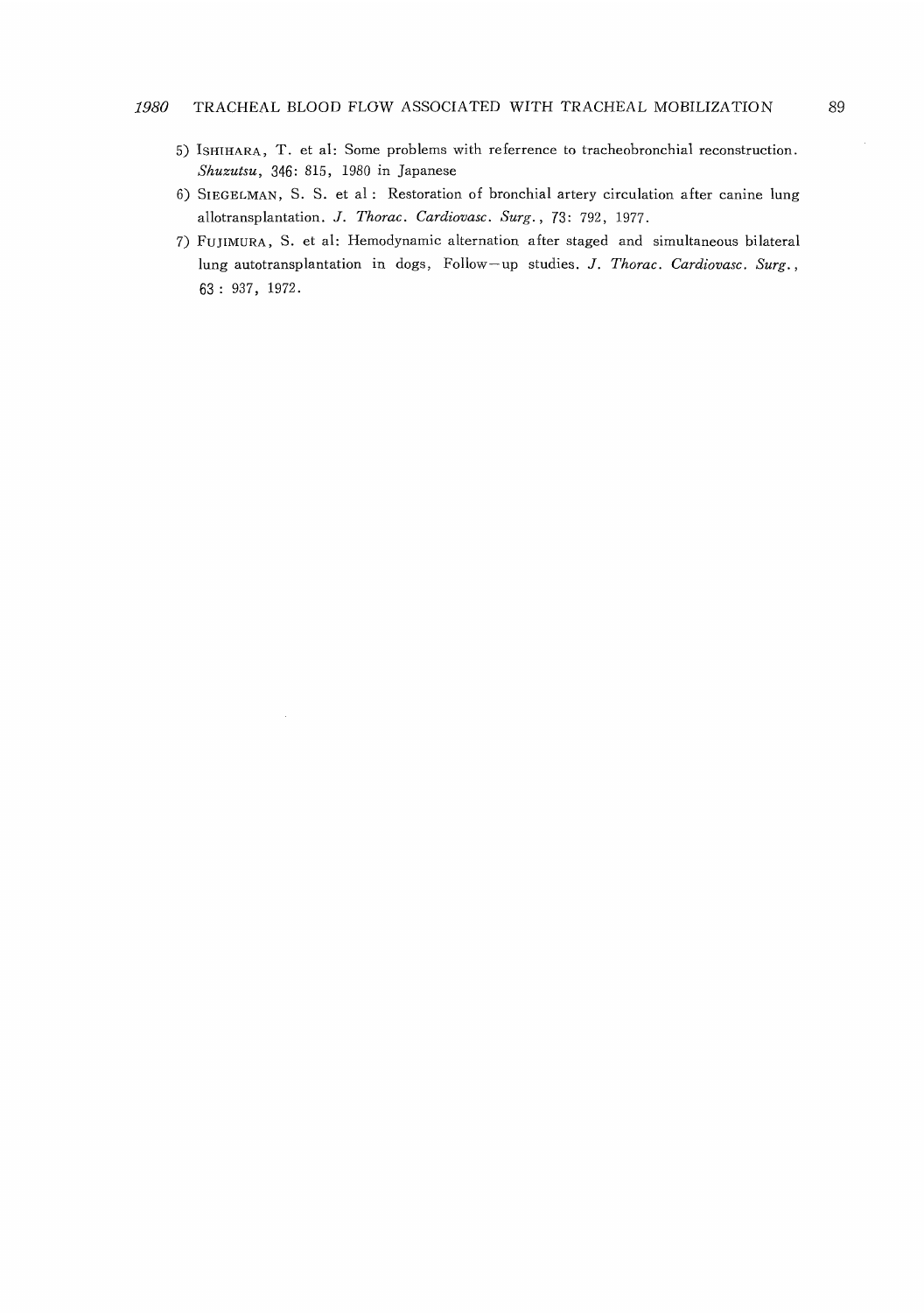5) ISHIHARA, T. et al: Some problems with referrence to tracheobronchial reconstruction. *Shuzutsu*, 346: 815, 1980 in Japanese

6) SIEGELMAN, S. S. et al : Restoration of bronchial artery circulation after canine lung allotransplantation. *J. Thorac. Cardiovasc. Surg.*, 73: 792, 1977.

7) FUJIMURA, S. et al: Hemodynamic alternation after staged and simultaneous bilateral lung autotransplantation in dogs, Follow—up studies. *J. Thorac. Cardiovasc. Surg.*, 63 : 937, 1972.